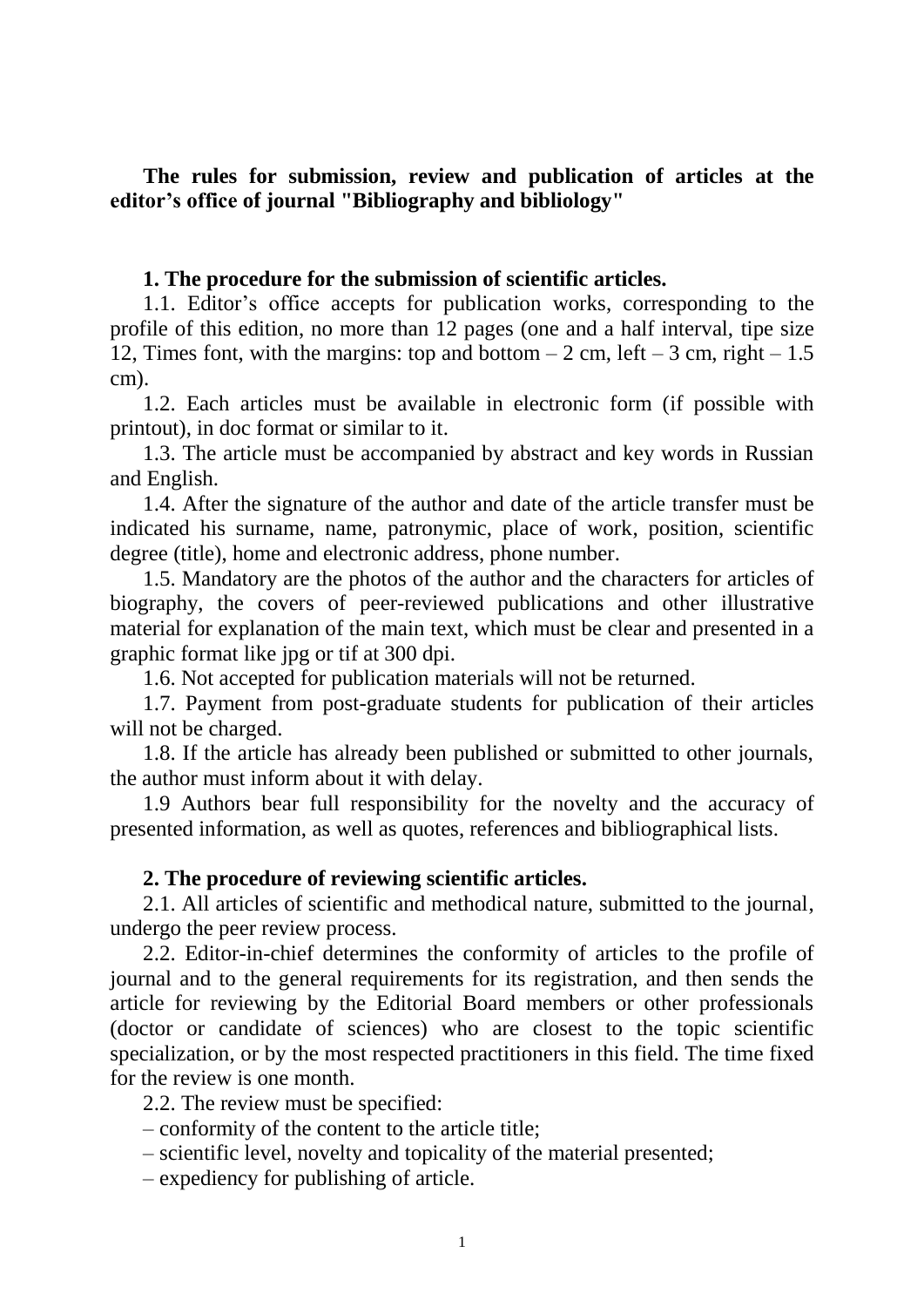**The rules for submission, review and publication of articles at the editor's office of journal "Bibliography and bibliology"**

**1. The procedure for the submission of scientific articles.**

1.1. Editor's office accepts for publication works, corresponding to the profile of this edition, no more than 12 pages (one and a half interval, tipe size 12, Times font, with the margins: top and bottom – 2 cm, left – 3 cm, right – 1.5 cm).

1.2. Each articles must be available in electronic form (if possible with printout), in doc format or similar to it.

1.3. The article must be accompanied by abstract and key words in Russian and English.

1.4. After the signature of the author and date of the article transfer must be indicated his surname, name, patronymic, place of work, position, scientific degree (title), home and electronic address, phone number.

1.5. Mandatory are the photos of the author and the characters for articles of biography, the covers of peer-reviewed publications and other illustrative material for explanation of the main text, which must be clear and presented in a graphic format like jpg or tif at 300 dpi.

1.6. Not accepted for publication materials will not be returned.

1.7. Payment from post-graduate students for publication of their articles will not be charged.

1.8. If the article has already been published or submitted to other journals, the author must inform about it with delay.

1.9 Authors bear full responsibility for the novelty and the accuracy of presented information, as well as quotes, references and bibliographical lists.

**2. The procedure of reviewing scientific articles.**

2.1. All articles of scientific and methodical nature, submitted to the journal, undergo the peer review process.

2.2. Editor-in-chief determines the conformity of articles to the profile of journal and to the general requirements for its registration, and then sends the article for reviewing by the Editorial Board members or other professionals (doctor or candidate of sciences) who are closest to the topic scientific specialization, or by the most respected practitioners in this field. The time fixed for the review is one month.

2.2. The review must be specified:

– conformity of the content to the article title;

– scientific level, novelty and topicality of the material presented;

– expediency for publishing of article.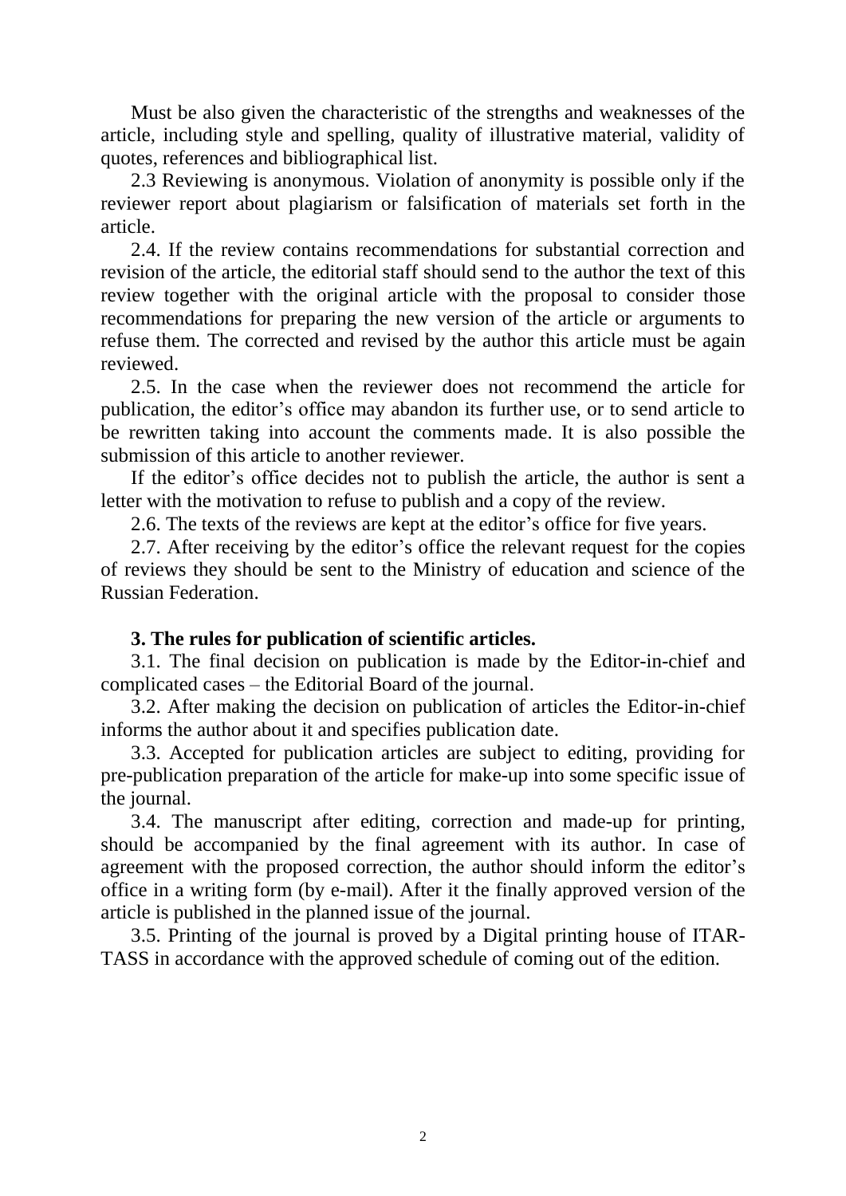Must be also given the characteristic of the strengths and weaknesses of the article, including style and spelling, quality of illustrative material, validity of quotes, references and bibliographical list.

2.3 Reviewing is anonymous. Violation of anonymity is possible only if the reviewer report about plagiarism or falsification of materials set forth in the article.

2.4. If the review contains recommendations for substantial correction and revision of the article, the editorial staff should send to the author the text of this review together with the original article with the proposal to consider those recommendations for preparing the new version of the article or arguments to refuse them. The corrected and revised by the author this article must be again reviewed.

2.5. In the case when the reviewer does not recommend the article for publication, the editor's office may abandon its further use, or to send article to be rewritten taking into account the comments made. It is also possible the submission of this article to another reviewer.

If the editor's office decides not to publish the article, the author is sent a letter with the motivation to refuse to publish and a copy of the review.

2.6. The texts of the reviews are kept at the editor's office for five years.

2.7. After receiving by the editor's office the relevant request for the copies of reviews they should be sent to the Ministry of education and science of the Russian Federation.

### 3. The rules for publication of scientific articles.

3.1. The final decision on publication is made by the Editor-in-chief and complicated cases – the Editorial Board of the journal.

3.2. After making the decision on publication of articles the Editor-in-chief informs the author about it and specifies publication date.

3.3. Accepted for publication articles are subject to editing, providing for pre-publication preparation of the article for make-up into some specific issue of the journal.

3.4. The manuscript after editing, correction and made-up for printing, should be accompanied by the final agreement with its author. In case of agreement with the proposed correction, the author should inform the editor's office in a writing form (by e-mail). After it the finally approved version of the article is published in the planned issue of the journal.

3.5. Printing of the journal is proved by a Digital printing house of ITAR-TASS in accordance with the approved schedule of coming out of the edition.